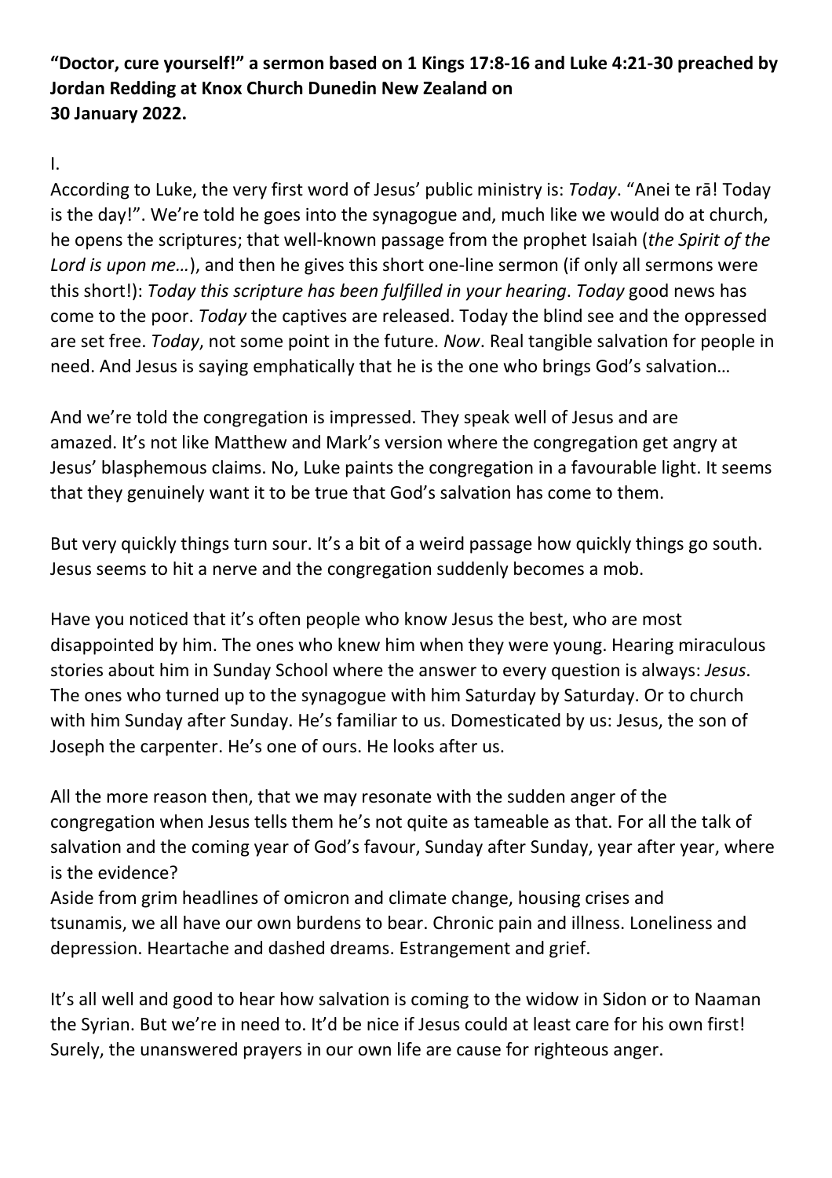**"Doctor, cure yourself!" a sermon based on 1 Kings 17:8-16 and Luke 4:21-30 preached by Jordan Redding at Knox Church Dunedin New Zealand on 30 January 2022.**

I.

According to Luke, the very first word of Jesus' public ministry is: *Today*. "Anei te rā! Today is the day!". We're told he goes into the synagogue and, much like we would do at church, he opens the scriptures; that well-known passage from the prophet Isaiah (*the Spirit of the Lord is upon me…*), and then he gives this short one-line sermon (if only all sermons were this short!): *Today this scripture has been fulfilled in your hearing*. *Today* good news has come to the poor. *Today* the captives are released. Today the blind see and the oppressed are set free. *Today*, not some point in the future. *Now*. Real tangible salvation for people in need. And Jesus is saying emphatically that he is the one who brings God's salvation…

And we're told the congregation is impressed. They speak well of Jesus and are amazed. It's not like Matthew and Mark's version where the congregation get angry at Jesus' blasphemous claims. No, Luke paints the congregation in a favourable light. It seems that they genuinely want it to be true that God's salvation has come to them.

But very quickly things turn sour. It's a bit of a weird passage how quickly things go south. Jesus seems to hit a nerve and the congregation suddenly becomes a mob.

Have you noticed that it's often people who know Jesus the best, who are most disappointed by him. The ones who knew him when they were young. Hearing miraculous stories about him in Sunday School where the answer to every question is always: *Jesus*. The ones who turned up to the synagogue with him Saturday by Saturday. Or to church with him Sunday after Sunday. He's familiar to us. Domesticated by us: Jesus, the son of Joseph the carpenter. He's one of ours. He looks after us.

All the more reason then, that we may resonate with the sudden anger of the congregation when Jesus tells them he's not quite as tameable as that. For all the talk of salvation and the coming year of God's favour, Sunday after Sunday, year after year, where is the evidence?
Aside from grim headlines of omicron and climate change, housing crises and tsunamis, we all have our own burdens to bear. Chronic pain and illness. Loneliness and depression. Heartache and dashed dreams. Estrangement and grief.

It's all well and good to hear how salvation is coming to the widow in Sidon or to Naaman the Syrian. But we're in need to. It'd be nice if Jesus could at least care for his own first! Surely, the unanswered prayers in our own life are cause for righteous anger.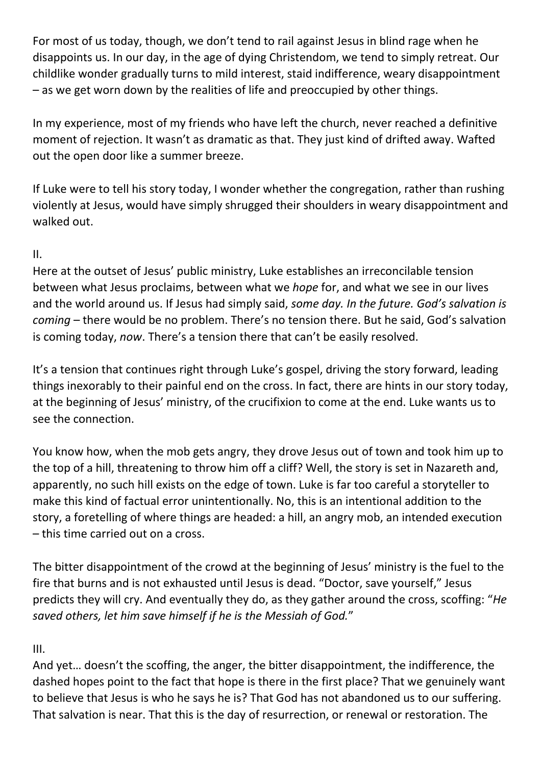For most of us today, though, we don't tend to rail against Jesus in blind rage when he disappoints us. In our day, in the age of dying Christendom, we tend to simply retreat. Our childlike wonder gradually turns to mild interest, staid indifference, weary disappointment – as we get worn down by the realities of life and preoccupied by other things.

In my experience, most of my friends who have left the church, never reached a definitive moment of rejection. It wasn't as dramatic as that. They just kind of drifted away. Wafted out the open door like a summer breeze.

If Luke were to tell his story today, I wonder whether the congregation, rather than rushing violently at Jesus, would have simply shrugged their shoulders in weary disappointment and walked out.

II.

Here at the outset of Jesus' public ministry, Luke establishes an irreconcilable tension between what Jesus proclaims, between what we *hope* for, and what we see in our lives and the world around us. If Jesus had simply said, *some day. In the future. God's salvation is coming* – there would be no problem. There's no tension there. But he said, God's salvation is coming today, *now*. There's a tension there that can't be easily resolved.

It's a tension that continues right through Luke's gospel, driving the story forward, leading things inexorably to their painful end on the cross. In fact, there are hints in our story today, at the beginning of Jesus' ministry, of the crucifixion to come at the end. Luke wants us to see the connection.

You know how, when the mob gets angry, they drove Jesus out of town and took him up to the top of a hill, threatening to throw him off a cliff? Well, the story is set in Nazareth and, apparently, no such hill exists on the edge of town. Luke is far too careful a storyteller to make this kind of factual error unintentionally. No, this is an intentional addition to the story, a foretelling of where things are headed: a hill, an angry mob, an intended execution – this time carried out on a cross.

The bitter disappointment of the crowd at the beginning of Jesus' ministry is the fuel to the fire that burns and is not exhausted until Jesus is dead. "Doctor, save yourself," Jesus predicts they will cry. And eventually they do, as they gather around the cross, scoffing: "*He saved others, let him save himself if he is the Messiah of God.*"

III.

And yet… doesn't the scoffing, the anger, the bitter disappointment, the indifference, the dashed hopes point to the fact that hope is there in the first place? That we genuinely want to believe that Jesus is who he says he is? That God has not abandoned us to our suffering. That salvation is near. That this is the day of resurrection, or renewal or restoration. The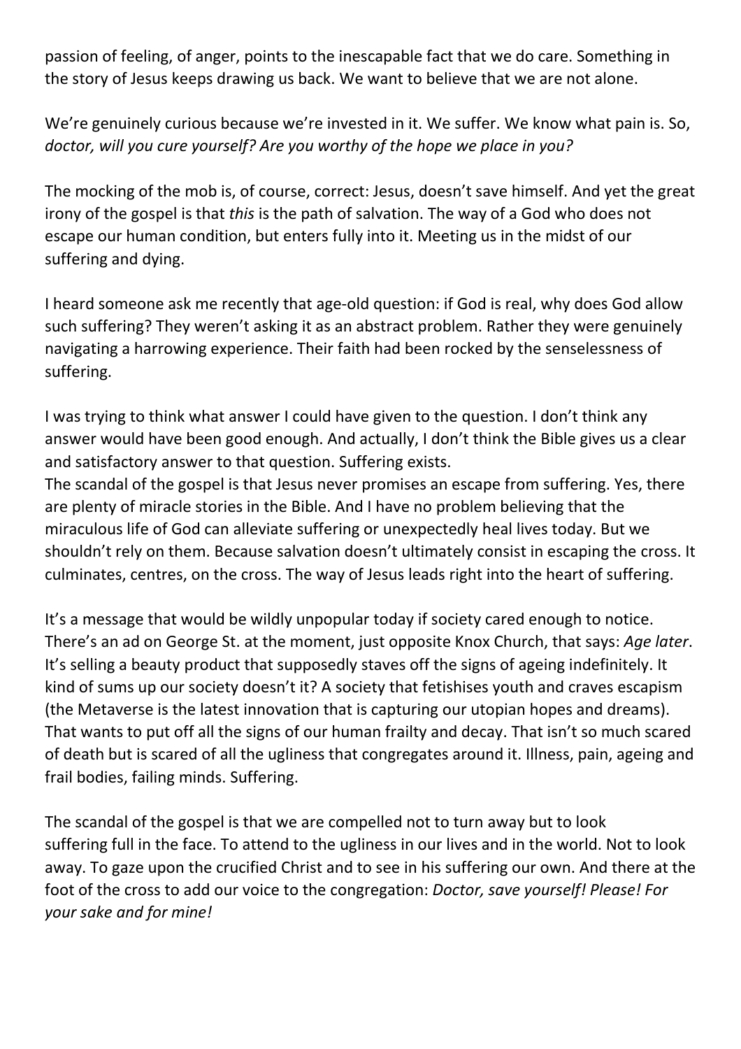passion of feeling, of anger, points to the inescapable fact that we do care. Something in the story of Jesus keeps drawing us back. We want to believe that we are not alone.

We're genuinely curious because we're invested in it. We suffer. We know what pain is. So, *doctor, will you cure yourself? Are you worthy of the hope we place in you?*

The mocking of the mob is, of course, correct: Jesus, doesn't save himself. And yet the great irony of the gospel is that *this* is the path of salvation. The way of a God who does not escape our human condition, but enters fully into it. Meeting us in the midst of our suffering and dying.

I heard someone ask me recently that age-old question: if God is real, why does God allow such suffering? They weren't asking it as an abstract problem. Rather they were genuinely navigating a harrowing experience. Their faith had been rocked by the senselessness of suffering.

I was trying to think what answer I could have given to the question. I don't think any answer would have been good enough. And actually, I don't think the Bible gives us a clear and satisfactory answer to that question. Suffering exists.
The scandal of the gospel is that Jesus never promises an escape from suffering. Yes, there are plenty of miracle stories in the Bible. And I have no problem believing that the miraculous life of God can alleviate suffering or unexpectedly heal lives today. But we shouldn't rely on them. Because salvation doesn't ultimately consist in escaping the cross. It culminates, centres, on the cross. The way of Jesus leads right into the heart of suffering.

It's a message that would be wildly unpopular today if society cared enough to notice. There's an ad on George St. at the moment, just opposite Knox Church, that says: *Age later*. It's selling a beauty product that supposedly staves off the signs of ageing indefinitely. It kind of sums up our society doesn't it? A society that fetishises youth and craves escapism (the Metaverse is the latest innovation that is capturing our utopian hopes and dreams). That wants to put off all the signs of our human frailty and decay. That isn't so much scared of death but is scared of all the ugliness that congregates around it. Illness, pain, ageing and frail bodies, failing minds. Suffering.

The scandal of the gospel is that we are compelled not to turn away but to look suffering full in the face. To attend to the ugliness in our lives and in the world. Not to look away. To gaze upon the crucified Christ and to see in his suffering our own. And there at the foot of the cross to add our voice to the congregation: *Doctor, save yourself! Please! For your sake and for mine!*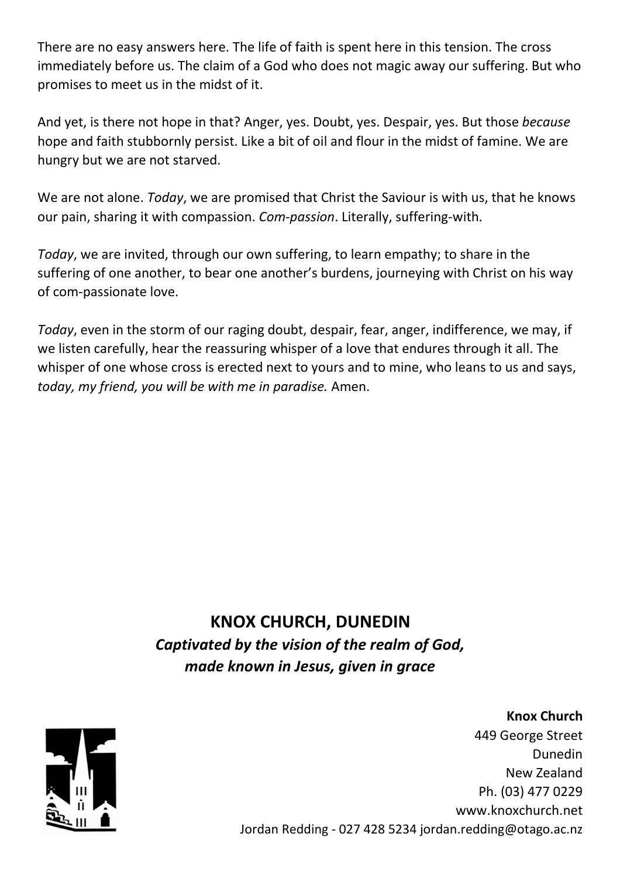There are no easy answers here. The life of faith is spent here in this tension. The cross immediately before us. The claim of a God who does not magic away our suffering. But who promises to meet us in the midst of it.

And yet, is there not hope in that? Anger, yes. Doubt, yes. Despair, yes. But those *because* hope and faith stubbornly persist. Like a bit of oil and flour in the midst of famine. We are hungry but we are not starved.

We are not alone. *Today*, we are promised that Christ the Saviour is with us, that he knows our pain, sharing it with compassion. *Com-passion*. Literally, suffering-with.

*Today*, we are invited, through our own suffering, to learn empathy; to share in the suffering of one another, to bear one another's burdens, journeying with Christ on his way of com-passionate love.

*Today*, even in the storm of our raging doubt, despair, fear, anger, indifference, we may, if we listen carefully, hear the reassuring whisper of a love that endures through it all. The whisper of one whose cross is erected next to yours and to mine, who leans to us and says, *today, my friend, you will be with me in paradise.* Amen.

## KNOX CHURCH, DUNEDIN

***Captivated by the vision of the realm of God, made known in Jesus, given in grace***

**Knox Church**
449 George Street
Dunedin
New Zealand
Ph. (03) 477 0229
www.knoxchurch.net
Jordan Redding - 027 428 5234 jordan.redding@otago.ac.nz